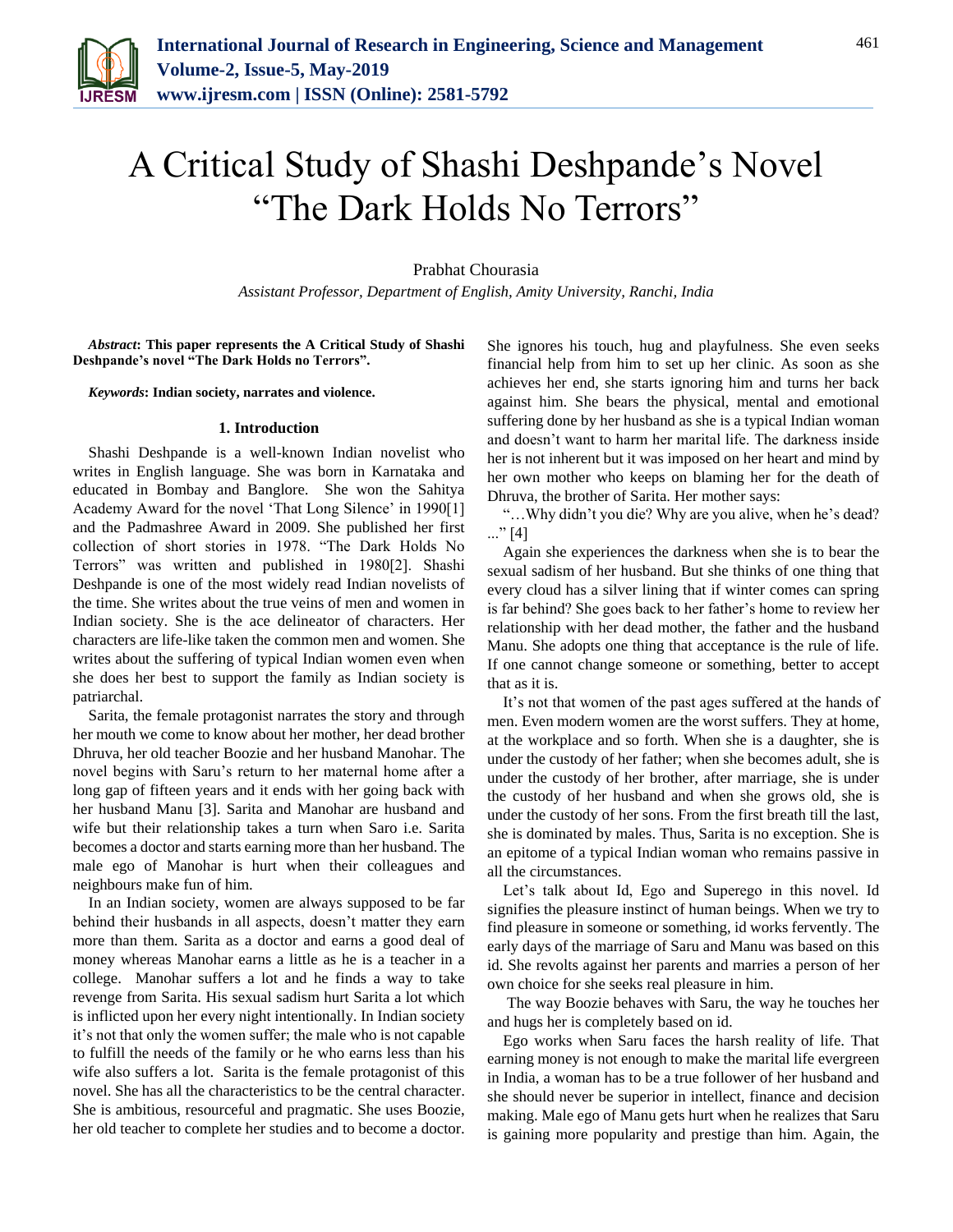# A Critical Study of Shashi Deshpande's Novel "The Dark Holds No Terrors"

Prabhat Chourasia

*Assistant Professor, Department of English, Amity University, Ranchi, India*

***Abstract*: This paper represents the A Critical Study of Shashi Deshpande's novel "The Dark Holds no Terrors".**

***Keywords*: Indian society, narrates and violence.**

## 1. Introduction

Shashi Deshpande is a well-known Indian novelist who writes in English language. She was born in Karnataka and educated in Bombay and Banglore. She won the Sahitya Academy Award for the novel 'That Long Silence' in 1990[1] and the Padmashree Award in 2009. She published her first collection of short stories in 1978. "The Dark Holds No Terrors" was written and published in 1980[2]. Shashi Deshpande is one of the most widely read Indian novelists of the time. She writes about the true veins of men and women in Indian society. She is the ace delineator of characters. Her characters are life-like taken the common men and women. She writes about the suffering of typical Indian women even when she does her best to support the family as Indian society is patriarchal.

Sarita, the female protagonist narrates the story and through her mouth we come to know about her mother, her dead brother Dhruva, her old teacher Boozie and her husband Manohar. The novel begins with Saru's return to her maternal home after a long gap of fifteen years and it ends with her going back with her husband Manu [3]. Sarita and Manohar are husband and wife but their relationship takes a turn when Saro i.e. Sarita becomes a doctor and starts earning more than her husband. The male ego of Manohar is hurt when their colleagues and neighbours make fun of him.

In an Indian society, women are always supposed to be far behind their husbands in all aspects, doesn't matter they earn more than them. Sarita as a doctor and earns a good deal of money whereas Manohar earns a little as he is a teacher in a college. Manohar suffers a lot and he finds a way to take revenge from Sarita. His sexual sadism hurt Sarita a lot which is inflicted upon her every night intentionally. In Indian society it's not that only the women suffer; the male who is not capable to fulfill the needs of the family or he who earns less than his wife also suffers a lot. Sarita is the female protagonist of this novel. She has all the characteristics to be the central character. She is ambitious, resourceful and pragmatic. She uses Boozie, her old teacher to complete her studies and to become a doctor. She ignores his touch, hug and playfulness. She even seeks financial help from him to set up her clinic. As soon as she achieves her end, she starts ignoring him and turns her back against him. She bears the physical, mental and emotional suffering done by her husband as she is a typical Indian woman and doesn't want to harm her marital life. The darkness inside her is not inherent but it was imposed on her heart and mind by her own mother who keeps on blaming her for the death of Dhruva, the brother of Sarita. Her mother says:

"…Why didn't you die? Why are you alive, when he's dead? ..." [4]

Again she experiences the darkness when she is to bear the sexual sadism of her husband. But she thinks of one thing that every cloud has a silver lining that if winter comes can spring is far behind? She goes back to her father's home to review her relationship with her dead mother, the father and the husband Manu. She adopts one thing that acceptance is the rule of life. If one cannot change someone or something, better to accept that as it is.

It's not that women of the past ages suffered at the hands of men. Even modern women are the worst suffers. They at home, at the workplace and so forth. When she is a daughter, she is under the custody of her father; when she becomes adult, she is under the custody of her brother, after marriage, she is under the custody of her husband and when she grows old, she is under the custody of her sons. From the first breath till the last, she is dominated by males. Thus, Sarita is no exception. She is an epitome of a typical Indian woman who remains passive in all the circumstances.

Let's talk about Id, Ego and Superego in this novel. Id signifies the pleasure instinct of human beings. When we try to find pleasure in someone or something, id works fervently. The early days of the marriage of Saru and Manu was based on this id. She revolts against her parents and marries a person of her own choice for she seeks real pleasure in him.

The way Boozie behaves with Saru, the way he touches her and hugs her is completely based on id.

Ego works when Saru faces the harsh reality of life. That earning money is not enough to make the marital life evergreen in India, a woman has to be a true follower of her husband and she should never be superior in intellect, finance and decision making. Male ego of Manu gets hurt when he realizes that Saru is gaining more popularity and prestige than him. Again, the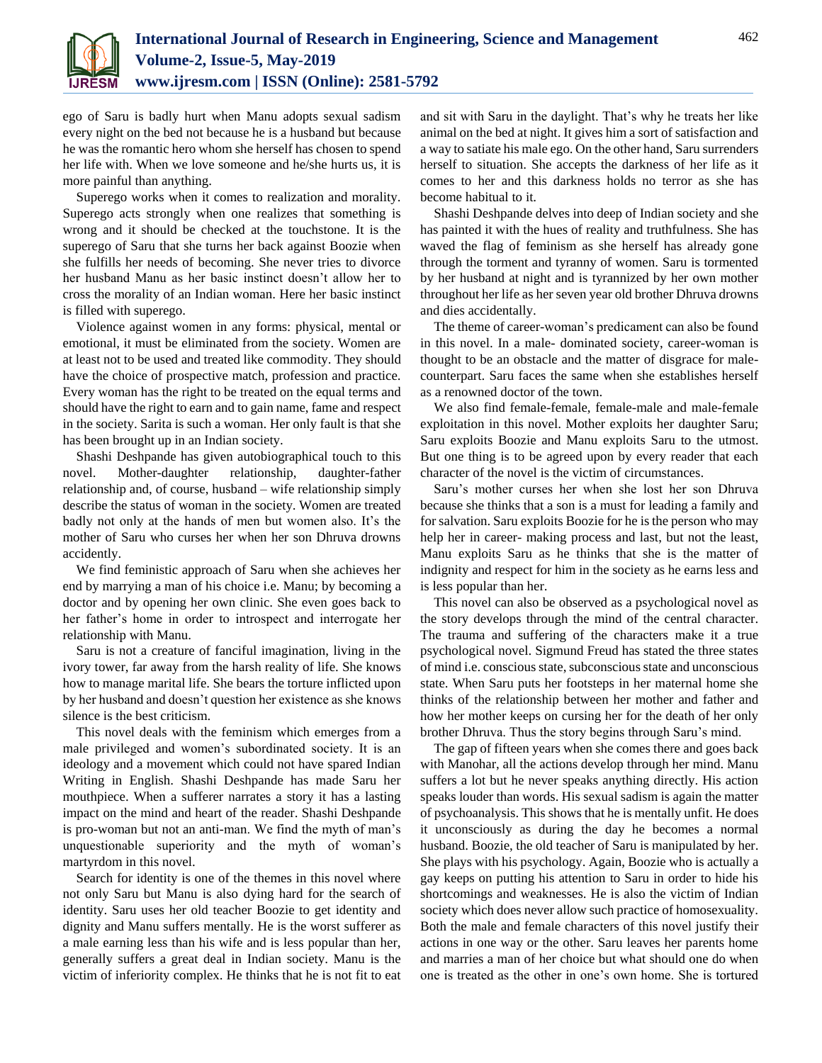ego of Saru is badly hurt when Manu adopts sexual sadism every night on the bed not because he is a husband but because he was the romantic hero whom she herself has chosen to spend her life with. When we love someone and he/she hurts us, it is more painful than anything.

Superego works when it comes to realization and morality. Superego acts strongly when one realizes that something is wrong and it should be checked at the touchstone. It is the superego of Saru that she turns her back against Boozie when she fulfills her needs of becoming. She never tries to divorce her husband Manu as her basic instinct doesn't allow her to cross the morality of an Indian woman. Here her basic instinct is filled with superego.

Violence against women in any forms: physical, mental or emotional, it must be eliminated from the society. Women are at least not to be used and treated like commodity. They should have the choice of prospective match, profession and practice. Every woman has the right to be treated on the equal terms and should have the right to earn and to gain name, fame and respect in the society. Sarita is such a woman. Her only fault is that she has been brought up in an Indian society.

Shashi Deshpande has given autobiographical touch to this novel. Mother-daughter relationship, daughter-father relationship and, of course, husband – wife relationship simply describe the status of woman in the society. Women are treated badly not only at the hands of men but women also. It's the mother of Saru who curses her when her son Dhruva drowns accidently.

We find feministic approach of Saru when she achieves her end by marrying a man of his choice i.e. Manu; by becoming a doctor and by opening her own clinic. She even goes back to her father's home in order to introspect and interrogate her relationship with Manu.

Saru is not a creature of fanciful imagination, living in the ivory tower, far away from the harsh reality of life. She knows how to manage marital life. She bears the torture inflicted upon by her husband and doesn't question her existence as she knows silence is the best criticism.

This novel deals with the feminism which emerges from a male privileged and women's subordinated society. It is an ideology and a movement which could not have spared Indian Writing in English. Shashi Deshpande has made Saru her mouthpiece. When a sufferer narrates a story it has a lasting impact on the mind and heart of the reader. Shashi Deshpande is pro-woman but not an anti-man. We find the myth of man's unquestionable superiority and the myth of woman's martyrdom in this novel.

Search for identity is one of the themes in this novel where not only Saru but Manu is also dying hard for the search of identity. Saru uses her old teacher Boozie to get identity and dignity and Manu suffers mentally. He is the worst sufferer as a male earning less than his wife and is less popular than her, generally suffers a great deal in Indian society. Manu is the victim of inferiority complex. He thinks that he is not fit to eat and sit with Saru in the daylight. That's why he treats her like animal on the bed at night. It gives him a sort of satisfaction and a way to satiate his male ego. On the other hand, Saru surrenders herself to situation. She accepts the darkness of her life as it comes to her and this darkness holds no terror as she has become habitual to it.

Shashi Deshpande delves into deep of Indian society and she has painted it with the hues of reality and truthfulness. She has waved the flag of feminism as she herself has already gone through the torment and tyranny of women. Saru is tormented by her husband at night and is tyrannized by her own mother throughout her life as her seven year old brother Dhruva drowns and dies accidentally.

The theme of career-woman's predicament can also be found in this novel. In a male- dominated society, career-woman is thought to be an obstacle and the matter of disgrace for male-counterpart. Saru faces the same when she establishes herself as a renowned doctor of the town.

We also find female-female, female-male and male-female exploitation in this novel. Mother exploits her daughter Saru; Saru exploits Boozie and Manu exploits Saru to the utmost. But one thing is to be agreed upon by every reader that each character of the novel is the victim of circumstances.

Saru's mother curses her when she lost her son Dhruva because she thinks that a son is a must for leading a family and for salvation. Saru exploits Boozie for he is the person who may help her in career- making process and last, but not the least, Manu exploits Saru as he thinks that she is the matter of indignity and respect for him in the society as he earns less and is less popular than her.

This novel can also be observed as a psychological novel as the story develops through the mind of the central character. The trauma and suffering of the characters make it a true psychological novel. Sigmund Freud has stated the three states of mind i.e. conscious state, subconscious state and unconscious state. When Saru puts her footsteps in her maternal home she thinks of the relationship between her mother and father and how her mother keeps on cursing her for the death of her only brother Dhruva. Thus the story begins through Saru's mind.

The gap of fifteen years when she comes there and goes back with Manohar, all the actions develop through her mind. Manu suffers a lot but he never speaks anything directly. His action speaks louder than words. His sexual sadism is again the matter of psychoanalysis. This shows that he is mentally unfit. He does it unconsciously as during the day he becomes a normal husband. Boozie, the old teacher of Saru is manipulated by her. She plays with his psychology. Again, Boozie who is actually a gay keeps on putting his attention to Saru in order to hide his shortcomings and weaknesses. He is also the victim of Indian society which does never allow such practice of homosexuality. Both the male and female characters of this novel justify their actions in one way or the other. Saru leaves her parents home and marries a man of her choice but what should one do when one is treated as the other in one's own home. She is tortured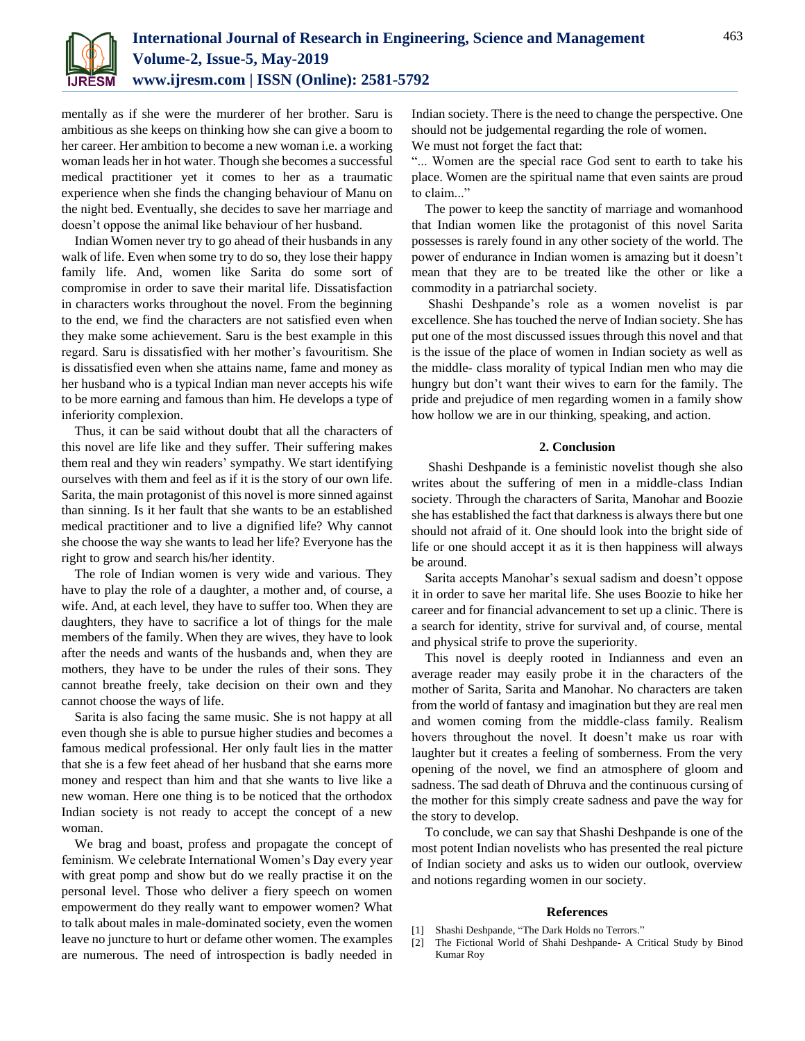mentally as if she were the murderer of her brother. Saru is ambitious as she keeps on thinking how she can give a boom to her career. Her ambition to become a new woman i.e. a working woman leads her in hot water. Though she becomes a successful medical practitioner yet it comes to her as a traumatic experience when she finds the changing behaviour of Manu on the night bed. Eventually, she decides to save her marriage and doesn't oppose the animal like behaviour of her husband.

Indian Women never try to go ahead of their husbands in any walk of life. Even when some try to do so, they lose their happy family life. And, women like Sarita do some sort of compromise in order to save their marital life. Dissatisfaction in characters works throughout the novel. From the beginning to the end, we find the characters are not satisfied even when they make some achievement. Saru is the best example in this regard. Saru is dissatisfied with her mother's favouritism. She is dissatisfied even when she attains name, fame and money as her husband who is a typical Indian man never accepts his wife to be more earning and famous than him. He develops a type of inferiority complexion.

Thus, it can be said without doubt that all the characters of this novel are life like and they suffer. Their suffering makes them real and they win readers' sympathy. We start identifying ourselves with them and feel as if it is the story of our own life. Sarita, the main protagonist of this novel is more sinned against than sinning. Is it her fault that she wants to be an established medical practitioner and to live a dignified life? Why cannot she choose the way she wants to lead her life? Everyone has the right to grow and search his/her identity.

The role of Indian women is very wide and various. They have to play the role of a daughter, a mother and, of course, a wife. And, at each level, they have to suffer too. When they are daughters, they have to sacrifice a lot of things for the male members of the family. When they are wives, they have to look after the needs and wants of the husbands and, when they are mothers, they have to be under the rules of their sons. They cannot breathe freely, take decision on their own and they cannot choose the ways of life.

Sarita is also facing the same music. She is not happy at all even though she is able to pursue higher studies and becomes a famous medical professional. Her only fault lies in the matter that she is a few feet ahead of her husband that she earns more money and respect than him and that she wants to live like a new woman. Here one thing is to be noticed that the orthodox Indian society is not ready to accept the concept of a new woman.

We brag and boast, profess and propagate the concept of feminism. We celebrate International Women's Day every year with great pomp and show but do we really practise it on the personal level. Those who deliver a fiery speech on women empowerment do they really want to empower women? What to talk about males in male-dominated society, even the women leave no juncture to hurt or defame other women. The examples are numerous. The need of introspection is badly needed in Indian society. There is the need to change the perspective. One should not be judgemental regarding the role of women.

We must not forget the fact that:

"... Women are the special race God sent to earth to take his place. Women are the spiritual name that even saints are proud to claim..."

The power to keep the sanctity of marriage and womanhood that Indian women like the protagonist of this novel Sarita possesses is rarely found in any other society of the world. The power of endurance in Indian women is amazing but it doesn't mean that they are to be treated like the other or like a commodity in a patriarchal society.

Shashi Deshpande's role as a women novelist is par excellence. She has touched the nerve of Indian society. She has put one of the most discussed issues through this novel and that is the issue of the place of women in Indian society as well as the middle- class morality of typical Indian men who may die hungry but don't want their wives to earn for the family. The pride and prejudice of men regarding women in a family show how hollow we are in our thinking, speaking, and action.

## 2. Conclusion

Shashi Deshpande is a feministic novelist though she also writes about the suffering of men in a middle-class Indian society. Through the characters of Sarita, Manohar and Boozie she has established the fact that darkness is always there but one should not afraid of it. One should look into the bright side of life or one should accept it as it is then happiness will always be around.

Sarita accepts Manohar's sexual sadism and doesn't oppose it in order to save her marital life. She uses Boozie to hike her career and for financial advancement to set up a clinic. There is a search for identity, strive for survival and, of course, mental and physical strife to prove the superiority.

This novel is deeply rooted in Indianness and even an average reader may easily probe it in the characters of the mother of Sarita, Sarita and Manohar. No characters are taken from the world of fantasy and imagination but they are real men and women coming from the middle-class family. Realism hovers throughout the novel. It doesn't make us roar with laughter but it creates a feeling of somberness. From the very opening of the novel, we find an atmosphere of gloom and sadness. The sad death of Dhruva and the continuous cursing of the mother for this simply create sadness and pave the way for the story to develop.

To conclude, we can say that Shashi Deshpande is one of the most potent Indian novelists who has presented the real picture of Indian society and asks us to widen our outlook, overview and notions regarding women in our society.

## References

[1] Shashi Deshpande, "The Dark Holds no Terrors."

[2] The Fictional World of Shahi Deshpande- A Critical Study by Binod Kumar Roy